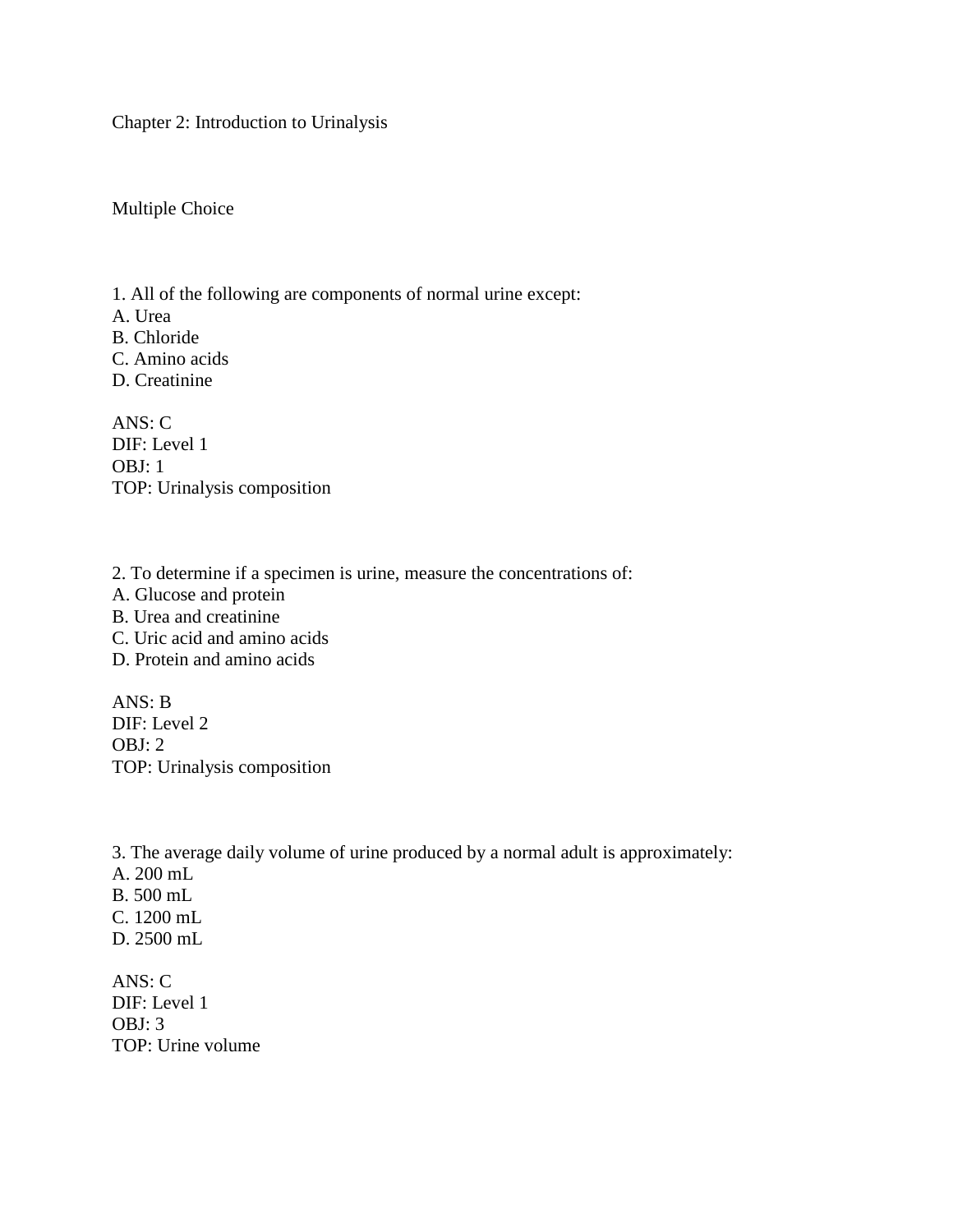# Chapter 2: Introduction to Urinalysis

## Multiple Choice

1. All of the following are components of normal urine except:
A. Urea
B. Chloride
C. Amino acids
D. Creatinine

ANS: C
DIF: Level 1
OBJ: 1
TOP: Urinalysis composition

2. To determine if a specimen is urine, measure the concentrations of:
A. Glucose and protein
B. Urea and creatinine
C. Uric acid and amino acids
D. Protein and amino acids

ANS: B
DIF: Level 2
OBJ: 2
TOP: Urinalysis composition

3. The average daily volume of urine produced by a normal adult is approximately:
A. 200 mL
B. 500 mL
C. 1200 mL
D. 2500 mL

ANS: C
DIF: Level 1
OBJ: 3
TOP: Urine volume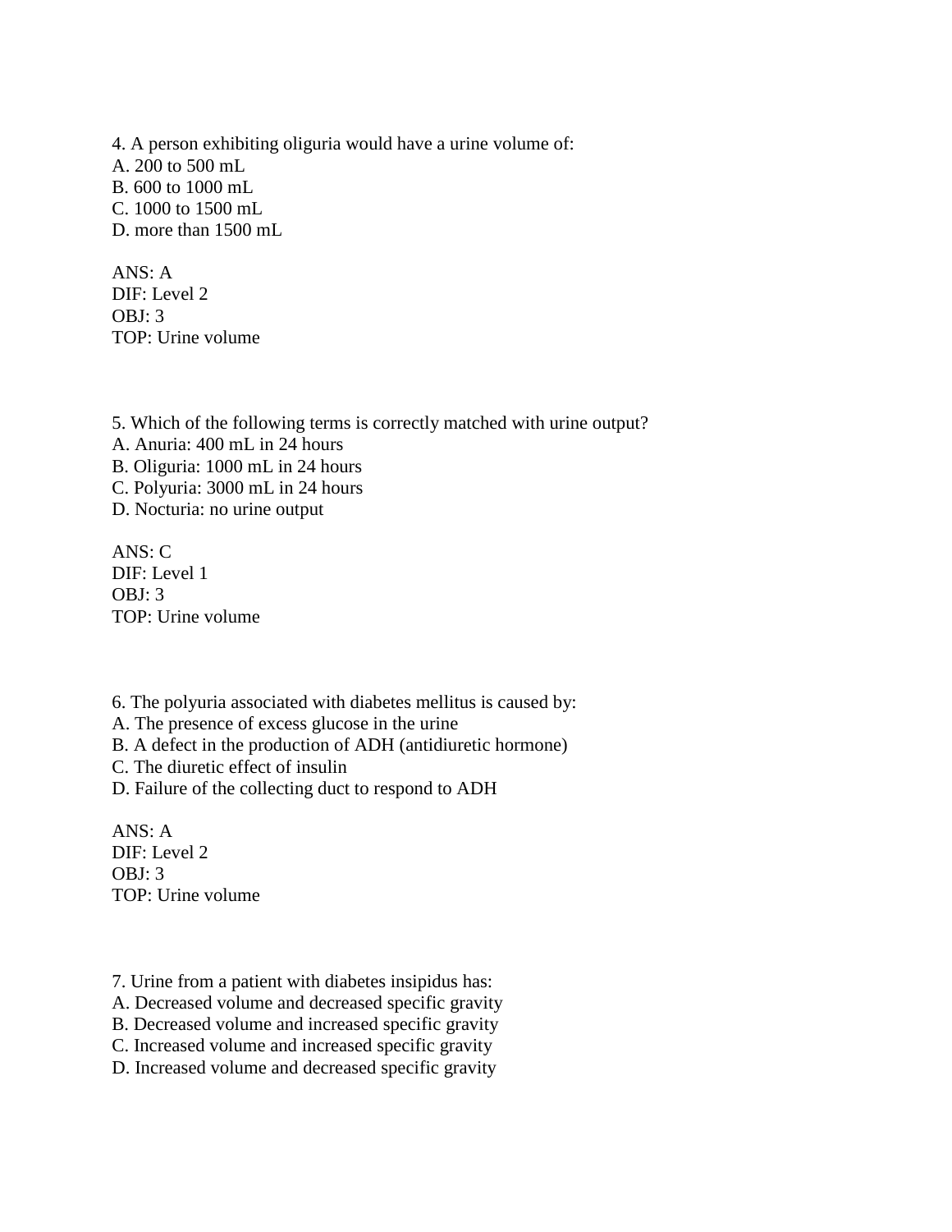4. A person exhibiting oliguria would have a urine volume of:
A. 200 to 500 mL
B. 600 to 1000 mL
C. 1000 to 1500 mL
D. more than 1500 mL

ANS: A
DIF: Level 2
OBJ: 3
TOP: Urine volume

5. Which of the following terms is correctly matched with urine output?
A. Anuria: 400 mL in 24 hours
B. Oliguria: 1000 mL in 24 hours
C. Polyuria: 3000 mL in 24 hours
D. Nocturia: no urine output

ANS: C
DIF: Level 1
OBJ: 3
TOP: Urine volume

6. The polyuria associated with diabetes mellitus is caused by:
A. The presence of excess glucose in the urine
B. A defect in the production of ADH (antidiuretic hormone)
C. The diuretic effect of insulin
D. Failure of the collecting duct to respond to ADH

ANS: A
DIF: Level 2
OBJ: 3
TOP: Urine volume

7. Urine from a patient with diabetes insipidus has:
A. Decreased volume and decreased specific gravity
B. Decreased volume and increased specific gravity
C. Increased volume and increased specific gravity
D. Increased volume and decreased specific gravity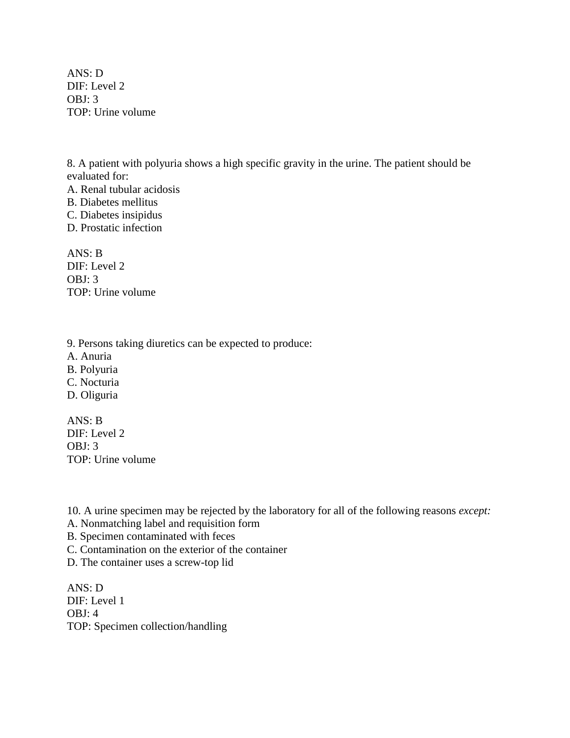ANS: D
DIF: Level 2
OBJ: 3
TOP: Urine volume

8. A patient with polyuria shows a high specific gravity in the urine. The patient should be evaluated for:
A. Renal tubular acidosis
B. Diabetes mellitus
C. Diabetes insipidus
D. Prostatic infection

ANS: B
DIF: Level 2
OBJ: 3
TOP: Urine volume

9. Persons taking diuretics can be expected to produce:
A. Anuria
B. Polyuria
C. Nocturia
D. Oliguria

ANS: B
DIF: Level 2
OBJ: 3
TOP: Urine volume

10. A urine specimen may be rejected by the laboratory for all of the following reasons *except:*
A. Nonmatching label and requisition form
B. Specimen contaminated with feces
C. Contamination on the exterior of the container
D. The container uses a screw-top lid

ANS: D
DIF: Level 1
OBJ: 4
TOP: Specimen collection/handling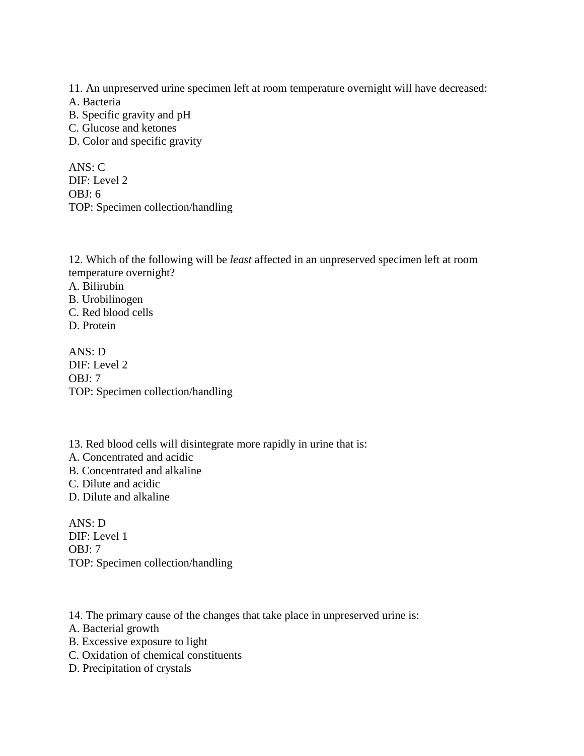11. An unpreserved urine specimen left at room temperature overnight will have decreased:
A. Bacteria
B. Specific gravity and pH
C. Glucose and ketones
D. Color and specific gravity

ANS: C
DIF: Level 2
OBJ: 6
TOP: Specimen collection/handling

12. Which of the following will be *least* affected in an unpreserved specimen left at room temperature overnight?
A. Bilirubin
B. Urobilinogen
C. Red blood cells
D. Protein

ANS: D
DIF: Level 2
OBJ: 7
TOP: Specimen collection/handling

13. Red blood cells will disintegrate more rapidly in urine that is:
A. Concentrated and acidic
B. Concentrated and alkaline
C. Dilute and acidic
D. Dilute and alkaline

ANS: D
DIF: Level 1
OBJ: 7
TOP: Specimen collection/handling

14. The primary cause of the changes that take place in unpreserved urine is:
A. Bacterial growth
B. Excessive exposure to light
C. Oxidation of chemical constituents
D. Precipitation of crystals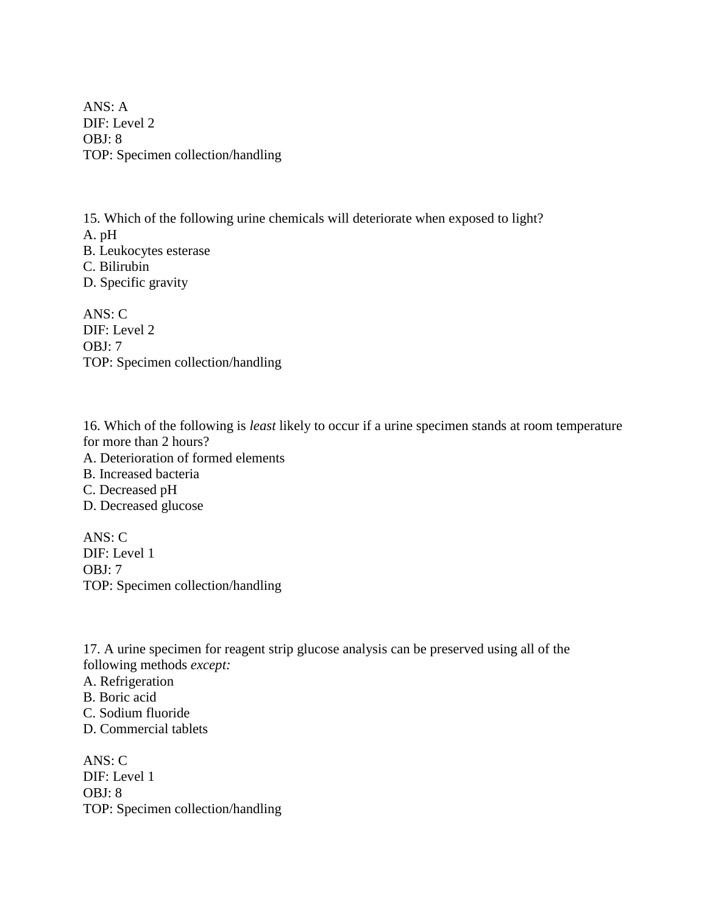ANS: A
DIF: Level 2
OBJ: 8
TOP: Specimen collection/handling

15. Which of the following urine chemicals will deteriorate when exposed to light?
A. pH
B. Leukocytes esterase
C. Bilirubin
D. Specific gravity

ANS: C
DIF: Level 2
OBJ: 7
TOP: Specimen collection/handling

16. Which of the following is *least* likely to occur if a urine specimen stands at room temperature for more than 2 hours?
A. Deterioration of formed elements
B. Increased bacteria
C. Decreased pH
D. Decreased glucose

ANS: C
DIF: Level 1
OBJ: 7
TOP: Specimen collection/handling

17. A urine specimen for reagent strip glucose analysis can be preserved using all of the following methods *except:*
A. Refrigeration
B. Boric acid
C. Sodium fluoride
D. Commercial tablets

ANS: C
DIF: Level 1
OBJ: 8
TOP: Specimen collection/handling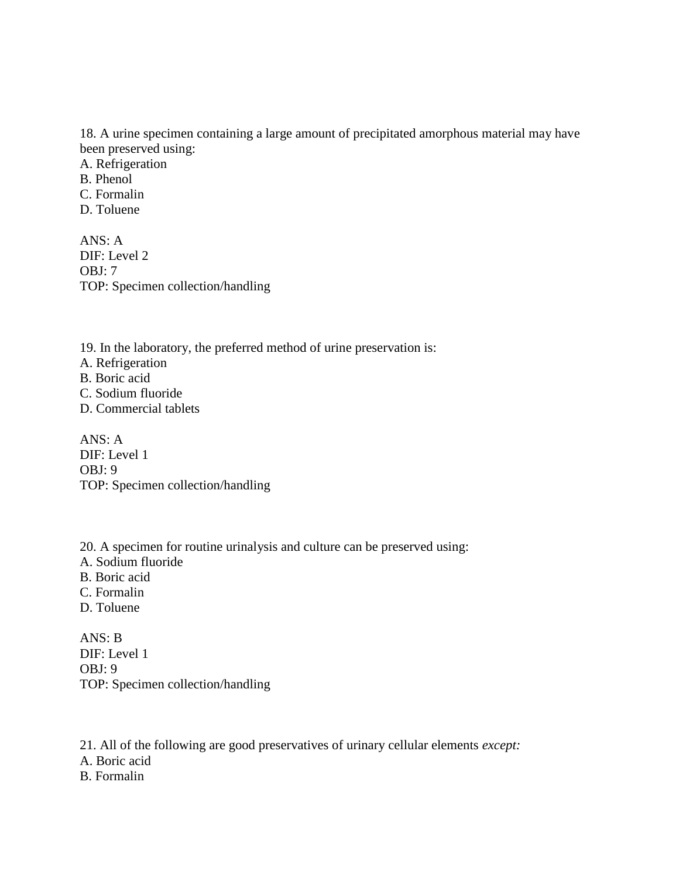18. A urine specimen containing a large amount of precipitated amorphous material may have been preserved using:
A. Refrigeration
B. Phenol
C. Formalin
D. Toluene

ANS: A
DIF: Level 2
OBJ: 7
TOP: Specimen collection/handling

19. In the laboratory, the preferred method of urine preservation is:
A. Refrigeration
B. Boric acid
C. Sodium fluoride
D. Commercial tablets

ANS: A
DIF: Level 1
OBJ: 9
TOP: Specimen collection/handling

20. A specimen for routine urinalysis and culture can be preserved using:
A. Sodium fluoride
B. Boric acid
C. Formalin
D. Toluene

ANS: B
DIF: Level 1
OBJ: 9
TOP: Specimen collection/handling

21. All of the following are good preservatives of urinary cellular elements *except:*
A. Boric acid
B. Formalin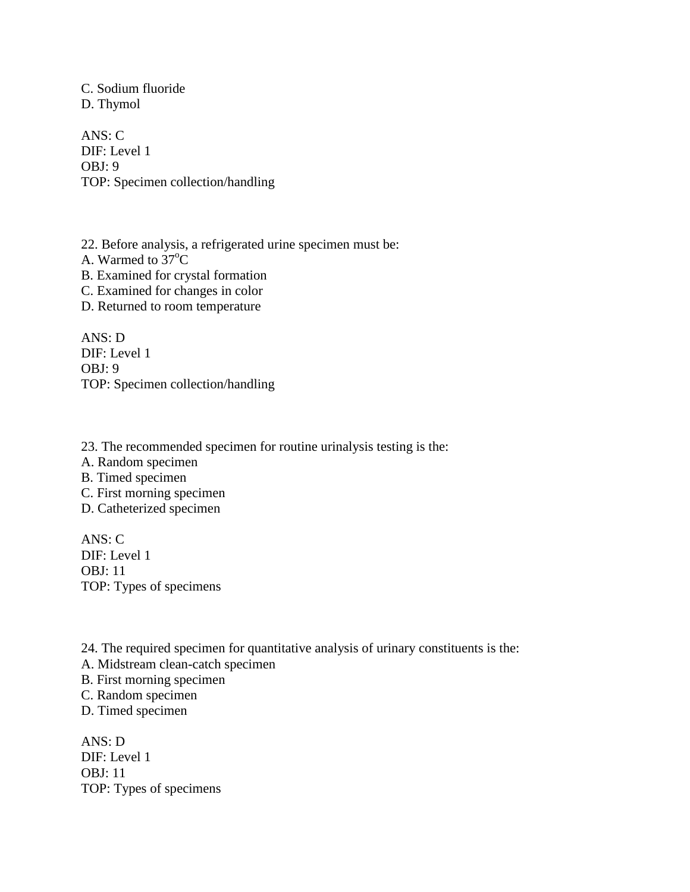C. Sodium fluoride
D. Thymol

ANS: C
DIF: Level 1
OBJ: 9
TOP: Specimen collection/handling

22. Before analysis, a refrigerated urine specimen must be:
A. Warmed to $37^{o}C$
B. Examined for crystal formation
C. Examined for changes in color
D. Returned to room temperature

ANS: D
DIF: Level 1
OBJ: 9
TOP: Specimen collection/handling

23. The recommended specimen for routine urinalysis testing is the:
A. Random specimen
B. Timed specimen
C. First morning specimen
D. Catheterized specimen

ANS: C
DIF: Level 1
OBJ: 11
TOP: Types of specimens

24. The required specimen for quantitative analysis of urinary constituents is the:
A. Midstream clean-catch specimen
B. First morning specimen
C. Random specimen
D. Timed specimen

ANS: D
DIF: Level 1
OBJ: 11
TOP: Types of specimens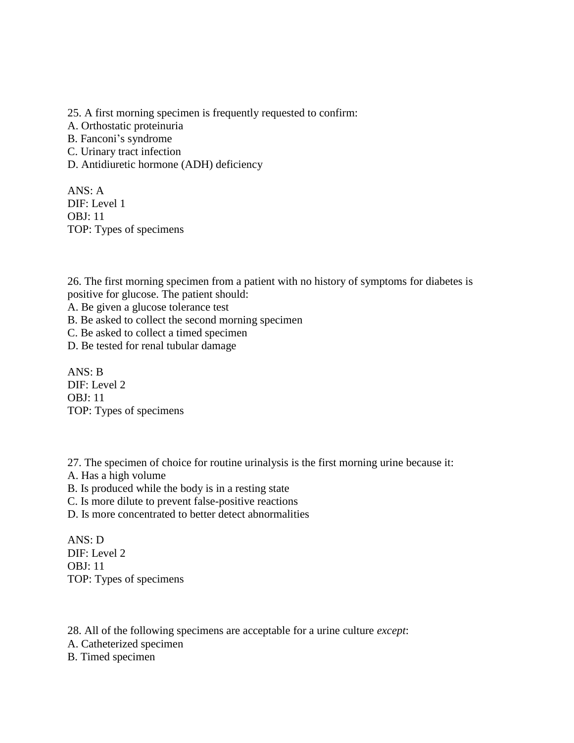25. A first morning specimen is frequently requested to confirm:
A. Orthostatic proteinuria
B. Fanconi's syndrome
C. Urinary tract infection
D. Antidiuretic hormone (ADH) deficiency

ANS: A
DIF: Level 1
OBJ: 11
TOP: Types of specimens

26. The first morning specimen from a patient with no history of symptoms for diabetes is positive for glucose. The patient should:
A. Be given a glucose tolerance test
B. Be asked to collect the second morning specimen
C. Be asked to collect a timed specimen
D. Be tested for renal tubular damage

ANS: B
DIF: Level 2
OBJ: 11
TOP: Types of specimens

27. The specimen of choice for routine urinalysis is the first morning urine because it:
A. Has a high volume
B. Is produced while the body is in a resting state
C. Is more dilute to prevent false-positive reactions
D. Is more concentrated to better detect abnormalities

ANS: D
DIF: Level 2
OBJ: 11
TOP: Types of specimens

28. All of the following specimens are acceptable for a urine culture *except*:
A. Catheterized specimen
B. Timed specimen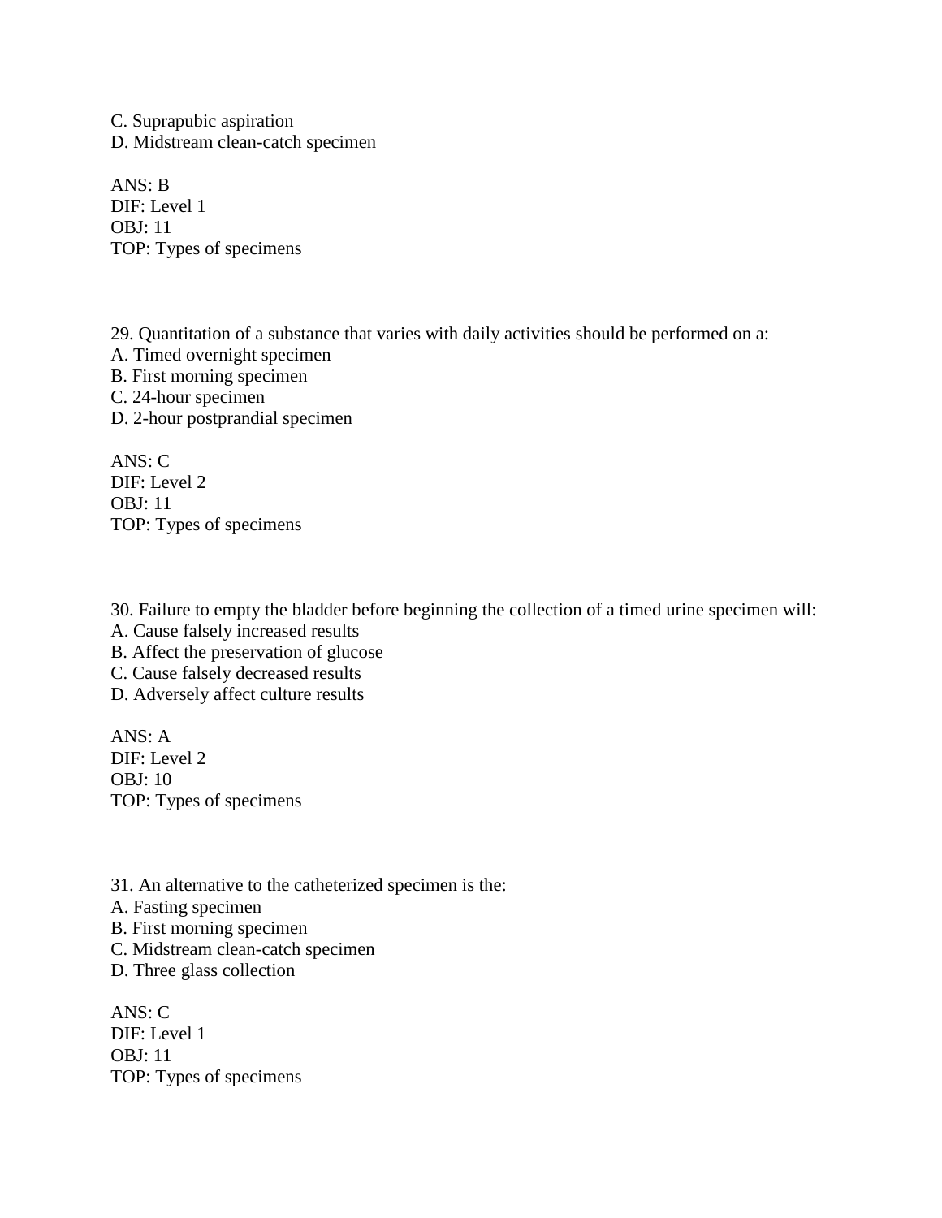C. Suprapubic aspiration
D. Midstream clean-catch specimen

ANS: B
DIF: Level 1
OBJ: 11
TOP: Types of specimens

29. Quantitation of a substance that varies with daily activities should be performed on a:
A. Timed overnight specimen
B. First morning specimen
C. 24-hour specimen
D. 2-hour postprandial specimen

ANS: C
DIF: Level 2
OBJ: 11
TOP: Types of specimens

30. Failure to empty the bladder before beginning the collection of a timed urine specimen will:
A. Cause falsely increased results
B. Affect the preservation of glucose
C. Cause falsely decreased results
D. Adversely affect culture results

ANS: A
DIF: Level 2
OBJ: 10
TOP: Types of specimens

31. An alternative to the catheterized specimen is the:
A. Fasting specimen
B. First morning specimen
C. Midstream clean-catch specimen
D. Three glass collection

ANS: C
DIF: Level 1
OBJ: 11
TOP: Types of specimens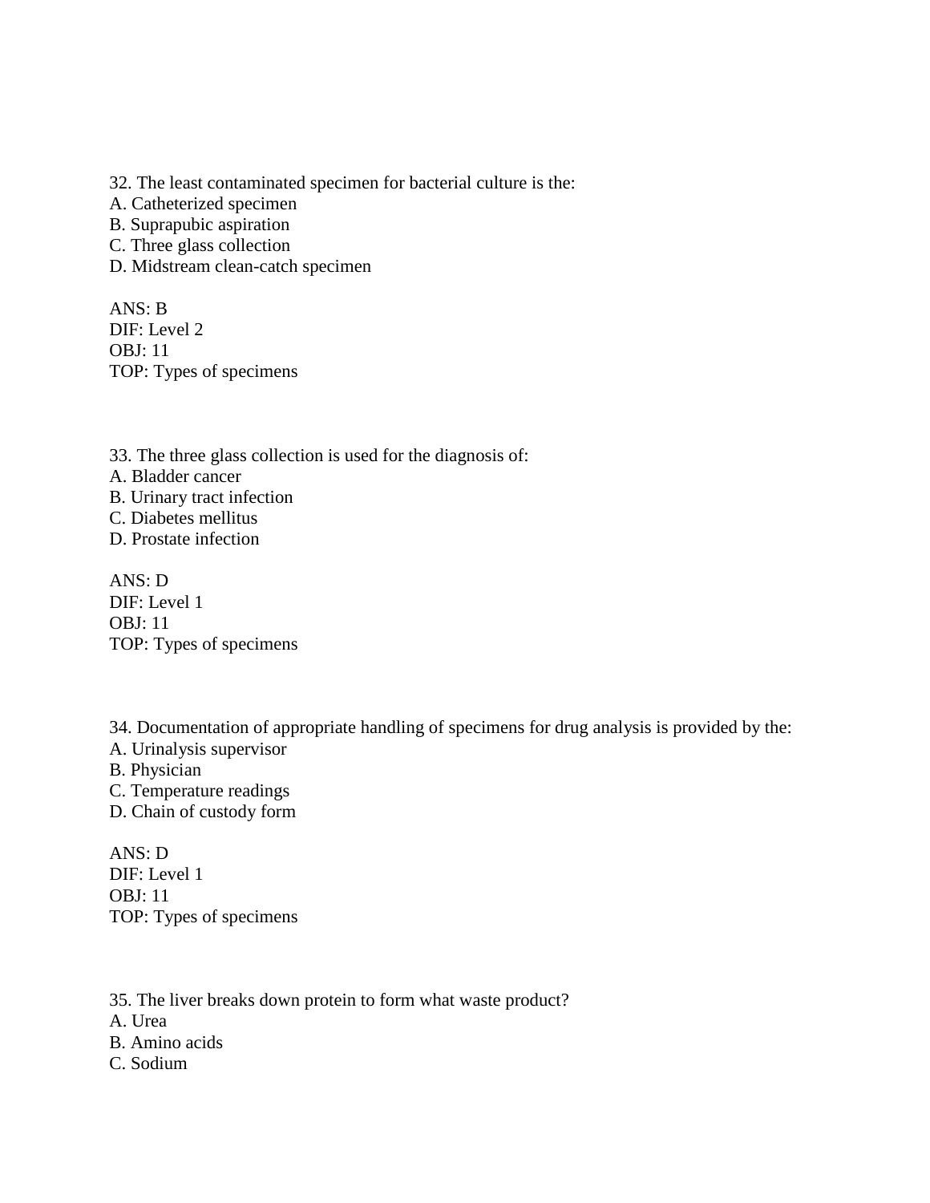32. The least contaminated specimen for bacterial culture is the:
A. Catheterized specimen
B. Suprapubic aspiration
C. Three glass collection
D. Midstream clean-catch specimen

ANS: B
DIF: Level 2
OBJ: 11
TOP: Types of specimens

33. The three glass collection is used for the diagnosis of:
A. Bladder cancer
B. Urinary tract infection
C. Diabetes mellitus
D. Prostate infection

ANS: D
DIF: Level 1
OBJ: 11
TOP: Types of specimens

34. Documentation of appropriate handling of specimens for drug analysis is provided by the:
A. Urinalysis supervisor
B. Physician
C. Temperature readings
D. Chain of custody form

ANS: D
DIF: Level 1
OBJ: 11
TOP: Types of specimens

35. The liver breaks down protein to form what waste product?
A. Urea
B. Amino acids
C. Sodium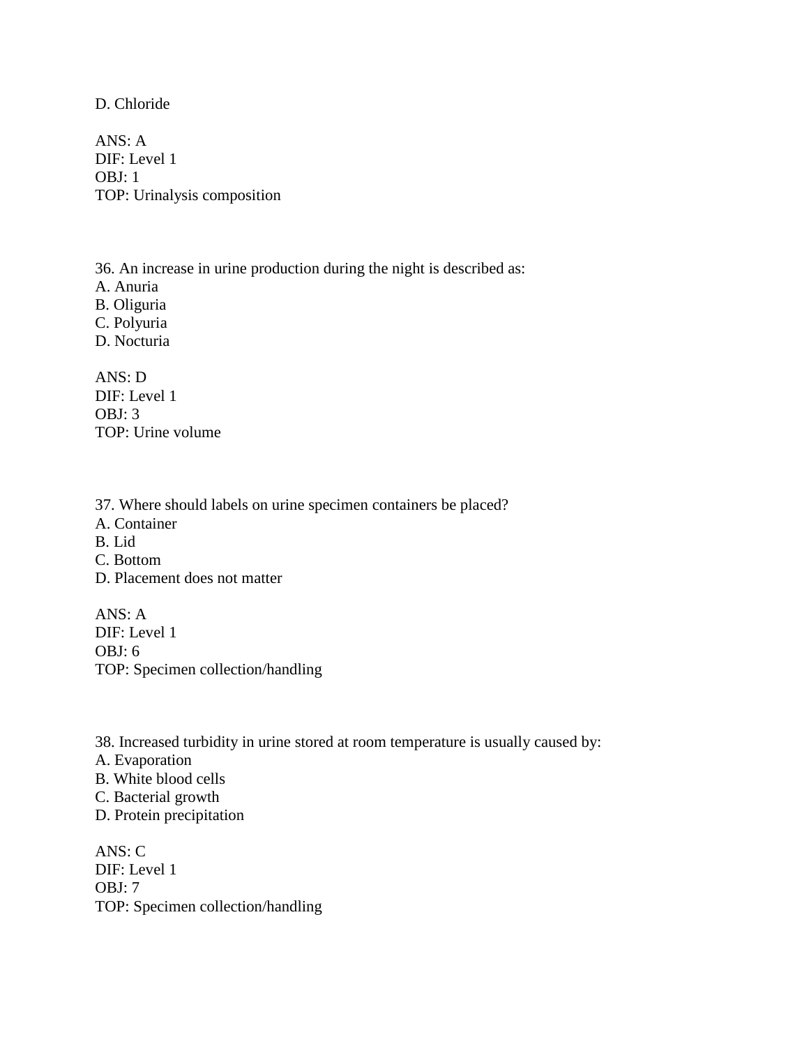D. Chloride

ANS: A
DIF: Level 1
OBJ: 1
TOP: Urinalysis composition

36. An increase in urine production during the night is described as:
A. Anuria
B. Oliguria
C. Polyuria
D. Nocturia

ANS: D
DIF: Level 1
OBJ: 3
TOP: Urine volume

37. Where should labels on urine specimen containers be placed?
A. Container
B. Lid
C. Bottom
D. Placement does not matter

ANS: A
DIF: Level 1
OBJ: 6
TOP: Specimen collection/handling

38. Increased turbidity in urine stored at room temperature is usually caused by:
A. Evaporation
B. White blood cells
C. Bacterial growth
D. Protein precipitation

ANS: C
DIF: Level 1
OBJ: 7
TOP: Specimen collection/handling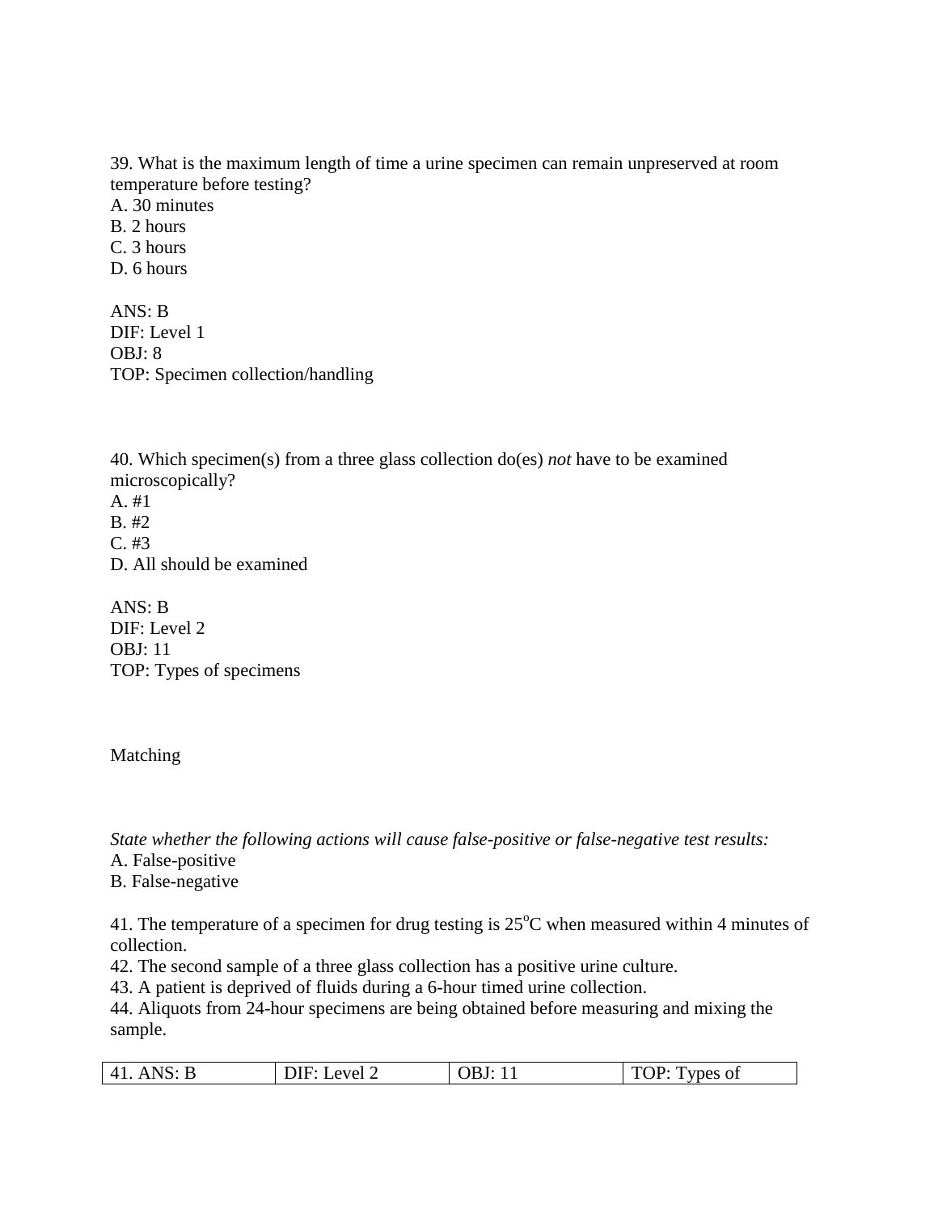39. What is the maximum length of time a urine specimen can remain unpreserved at room temperature before testing?
A. 30 minutes
B. 2 hours
C. 3 hours
D. 6 hours

ANS: B
DIF: Level 1
OBJ: 8
TOP: Specimen collection/handling

40. Which specimen(s) from a three glass collection do(es) *not* have to be examined microscopically?
A. #1
B. #2
C. #3
D. All should be examined

ANS: B
DIF: Level 2
OBJ: 11
TOP: Types of specimens

Matching

*State whether the following actions will cause false-positive or false-negative test results:*
A. False-positive
B. False-negative

41. The temperature of a specimen for drug testing is 25$^{o}$C when measured within 4 minutes of collection.
42. The second sample of a three glass collection has a positive urine culture.
43. A patient is deprived of fluids during a 6-hour timed urine collection.
44. Aliquots from 24-hour specimens are being obtained before measuring and mixing the sample.

| 41. ANS: B | DIF: Level 2 | OBJ: 11 | TOP: Types of |
|---|---|---|---|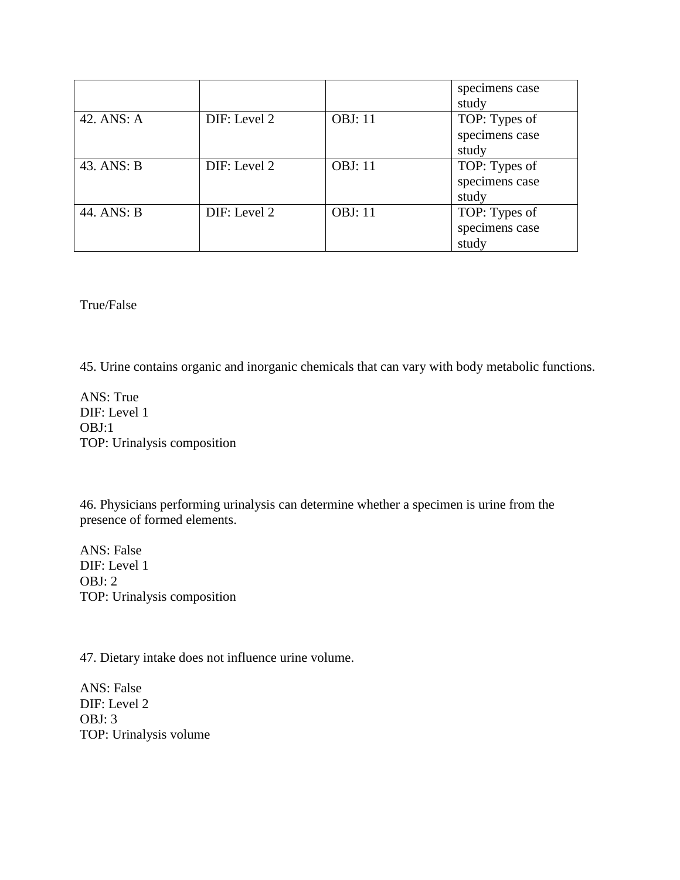| | | | specimens case study |
|---|---|---|---|
| 42. ANS: A | DIF: Level 2 | OBJ: 11 | TOP: Types of specimens case study |
| 43. ANS: B | DIF: Level 2 | OBJ: 11 | TOP: Types of specimens case study |
| 44. ANS: B | DIF: Level 2 | OBJ: 11 | TOP: Types of specimens case study |

True/False

45. Urine contains organic and inorganic chemicals that can vary with body metabolic functions.

ANS: True
DIF: Level 1
OBJ:1
TOP: Urinalysis composition

46. Physicians performing urinalysis can determine whether a specimen is urine from the presence of formed elements.

ANS: False
DIF: Level 1
OBJ: 2
TOP: Urinalysis composition

47. Dietary intake does not influence urine volume.

ANS: False
DIF: Level 2
OBJ: 3
TOP: Urinalysis volume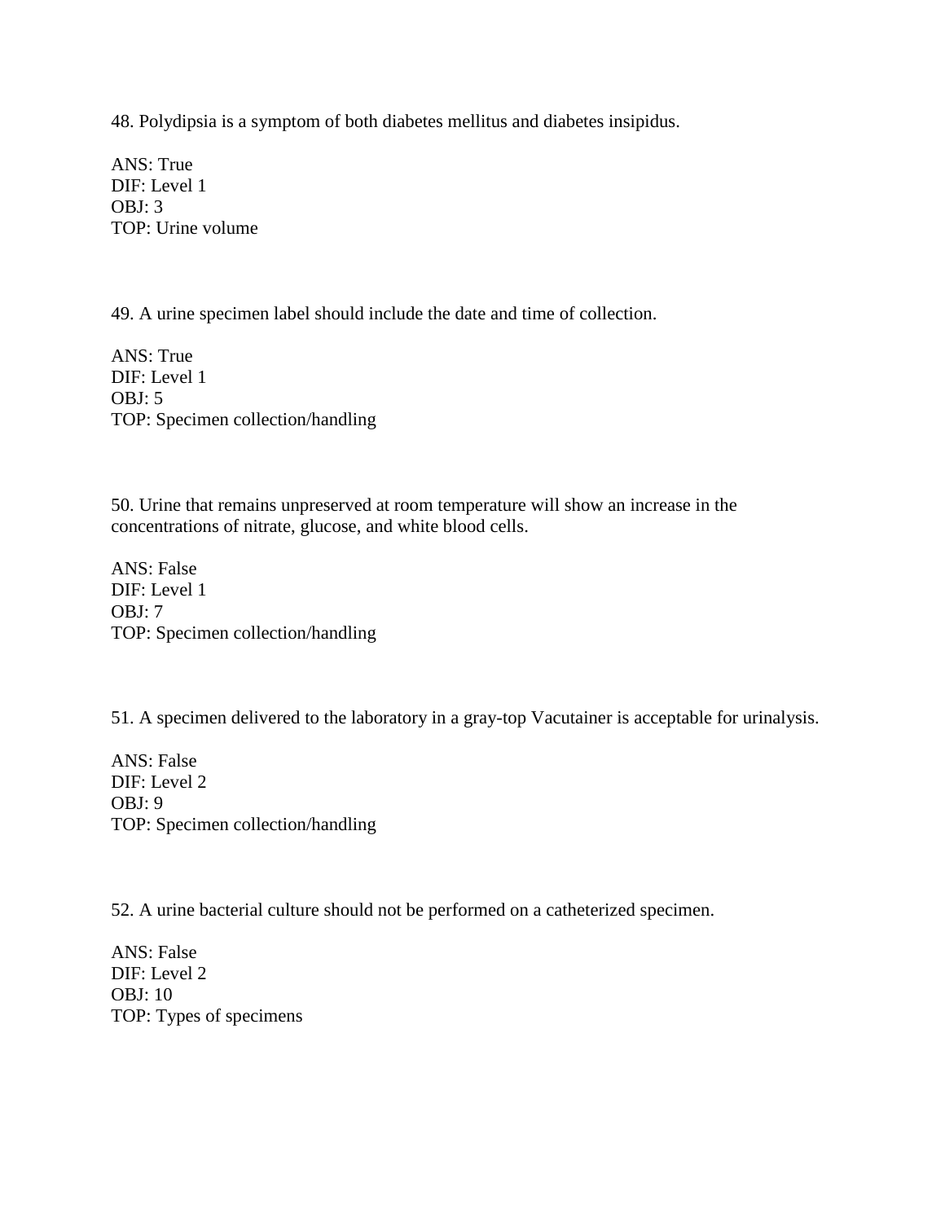48. Polydipsia is a symptom of both diabetes mellitus and diabetes insipidus.

ANS: True
DIF: Level 1
OBJ: 3
TOP: Urine volume

49. A urine specimen label should include the date and time of collection.

ANS: True
DIF: Level 1
OBJ: 5
TOP: Specimen collection/handling

50. Urine that remains unpreserved at room temperature will show an increase in the concentrations of nitrate, glucose, and white blood cells.

ANS: False
DIF: Level 1
OBJ: 7
TOP: Specimen collection/handling

51. A specimen delivered to the laboratory in a gray-top Vacutainer is acceptable for urinalysis.

ANS: False
DIF: Level 2
OBJ: 9
TOP: Specimen collection/handling

52. A urine bacterial culture should not be performed on a catheterized specimen.

ANS: False
DIF: Level 2
OBJ: 10
TOP: Types of specimens